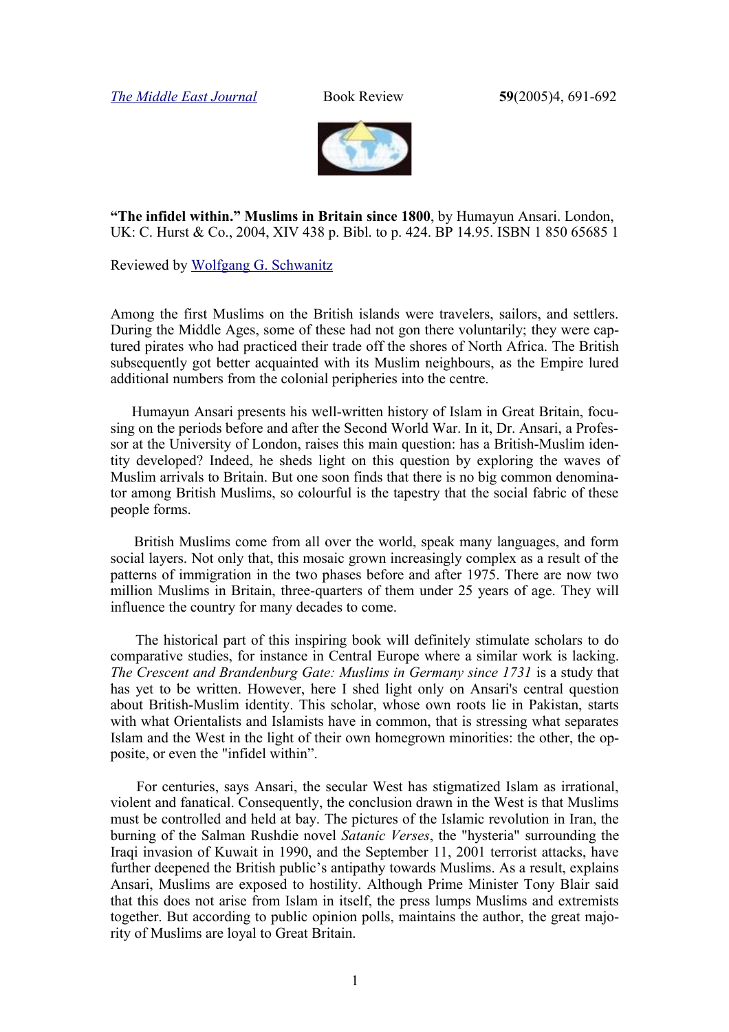*The Middle East Journal* Book Review **59**(2005)4, 691-692

**"The infidel within." Muslims in Britain since 1800**, by Humayun Ansari. London, UK: C. Hurst & Co., 2004, XIV 438 p. Bibl. to p. 424. BP 14.95. ISBN 1 850 65685 1

Reviewed by Wolfgang G. Schwanitz

Among the first Muslims on the British islands were travelers, sailors, and settlers. During the Middle Ages, some of these had not gon there voluntarily; they were captured pirates who had practiced their trade off the shores of North Africa. The British subsequently got better acquainted with its Muslim neighbours, as the Empire lured additional numbers from the colonial peripheries into the centre.

Humayun Ansari presents his well-written history of Islam in Great Britain, focusing on the periods before and after the Second World War. In it, Dr. Ansari, a Professor at the University of London, raises this main question: has a British-Muslim identity developed? Indeed, he sheds light on this question by exploring the waves of Muslim arrivals to Britain. But one soon finds that there is no big common denominator among British Muslims, so colourful is the tapestry that the social fabric of these people forms.

British Muslims come from all over the world, speak many languages, and form social layers. Not only that, this mosaic grown increasingly complex as a result of the patterns of immigration in the two phases before and after 1975. There are now two million Muslims in Britain, three-quarters of them under 25 years of age. They will influence the country for many decades to come.

The historical part of this inspiring book will definitely stimulate scholars to do comparative studies, for instance in Central Europe where a similar work is lacking. *The Crescent and Brandenburg Gate: Muslims in Germany since 1731* is a study that has yet to be written. However, here I shed light only on Ansari's central question about British-Muslim identity. This scholar, whose own roots lie in Pakistan, starts with what Orientalists and Islamists have in common, that is stressing what separates Islam and the West in the light of their own homegrown minorities: the other, the opposite, or even the "infidel within".

For centuries, says Ansari, the secular West has stigmatized Islam as irrational, violent and fanatical. Consequently, the conclusion drawn in the West is that Muslims must be controlled and held at bay. The pictures of the Islamic revolution in Iran, the burning of the Salman Rushdie novel *Satanic Verses*, the "hysteria" surrounding the Iraqi invasion of Kuwait in 1990, and the September 11, 2001 terrorist attacks, have further deepened the British public's antipathy towards Muslims. As a result, explains Ansari, Muslims are exposed to hostility. Although Prime Minister Tony Blair said that this does not arise from Islam in itself, the press lumps Muslims and extremists together. But according to public opinion polls, maintains the author, the great majority of Muslims are loyal to Great Britain.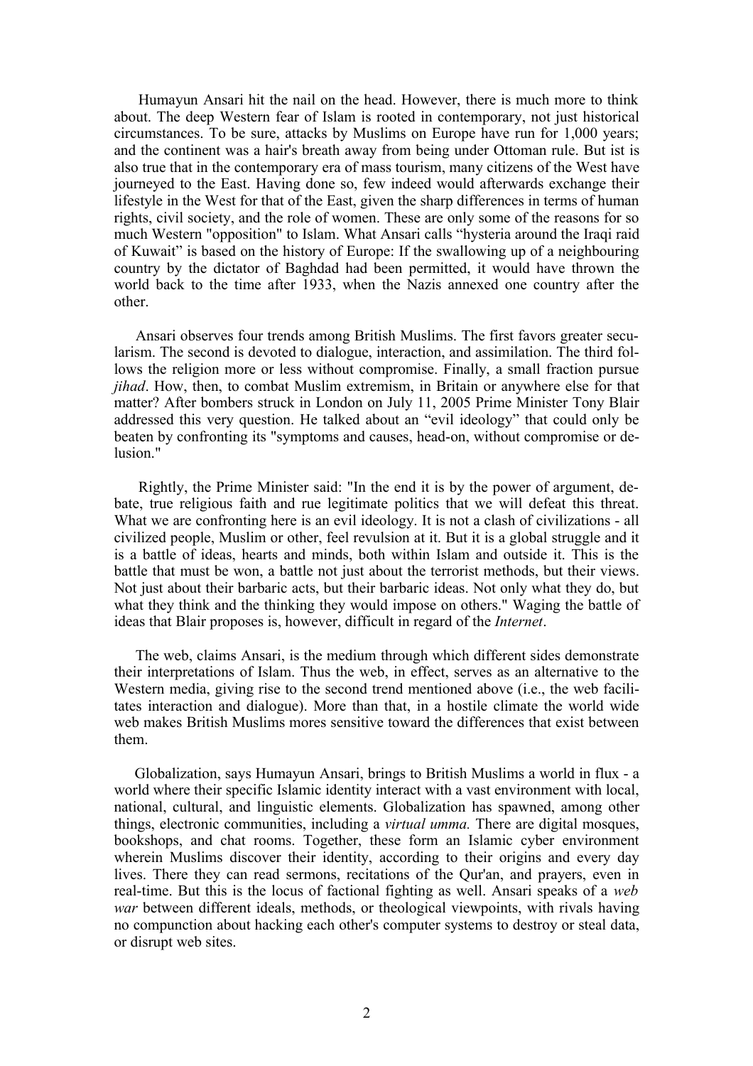Humayun Ansari hit the nail on the head. However, there is much more to think about. The deep Western fear of Islam is rooted in contemporary, not just historical circumstances. To be sure, attacks by Muslims on Europe have run for 1,000 years; and the continent was a hair's breath away from being under Ottoman rule. But ist is also true that in the contemporary era of mass tourism, many citizens of the West have journeyed to the East. Having done so, few indeed would afterwards exchange their lifestyle in the West for that of the East, given the sharp differences in terms of human rights, civil society, and the role of women. These are only some of the reasons for so much Western "opposition" to Islam. What Ansari calls "hysteria around the Iraqi raid of Kuwait" is based on the history of Europe: If the swallowing up of a neighbouring country by the dictator of Baghdad had been permitted, it would have thrown the world back to the time after 1933, when the Nazis annexed one country after the other.

Ansari observes four trends among British Muslims. The first favors greater secularism. The second is devoted to dialogue, interaction, and assimilation. The third follows the religion more or less without compromise. Finally, a small fraction pursue *jihad*. How, then, to combat Muslim extremism, in Britain or anywhere else for that matter? After bombers struck in London on July 11, 2005 Prime Minister Tony Blair addressed this very question. He talked about an "evil ideology" that could only be beaten by confronting its "symptoms and causes, head-on, without compromise or delusion."

Rightly, the Prime Minister said: "In the end it is by the power of argument, debate, true religious faith and rue legitimate politics that we will defeat this threat. What we are confronting here is an evil ideology. It is not a clash of civilizations - all civilized people, Muslim or other, feel revulsion at it. But it is a global struggle and it is a battle of ideas, hearts and minds, both within Islam and outside it. This is the battle that must be won, a battle not just about the terrorist methods, but their views. Not just about their barbaric acts, but their barbaric ideas. Not only what they do, but what they think and the thinking they would impose on others." Waging the battle of ideas that Blair proposes is, however, difficult in regard of the *Internet*.

The web, claims Ansari, is the medium through which different sides demonstrate their interpretations of Islam. Thus the web, in effect, serves as an alternative to the Western media, giving rise to the second trend mentioned above (i.e., the web facilitates interaction and dialogue). More than that, in a hostile climate the world wide web makes British Muslims mores sensitive toward the differences that exist between them.

Globalization, says Humayun Ansari, brings to British Muslims a world in flux - a world where their specific Islamic identity interact with a vast environment with local, national, cultural, and linguistic elements. Globalization has spawned, among other things, electronic communities, including a *virtual umma.* There are digital mosques, bookshops, and chat rooms. Together, these form an Islamic cyber environment wherein Muslims discover their identity, according to their origins and every day lives. There they can read sermons, recitations of the Qur'an, and prayers, even in real-time. But this is the locus of factional fighting as well. Ansari speaks of a *web war* between different ideals, methods, or theological viewpoints, with rivals having no compunction about hacking each other's computer systems to destroy or steal data, or disrupt web sites.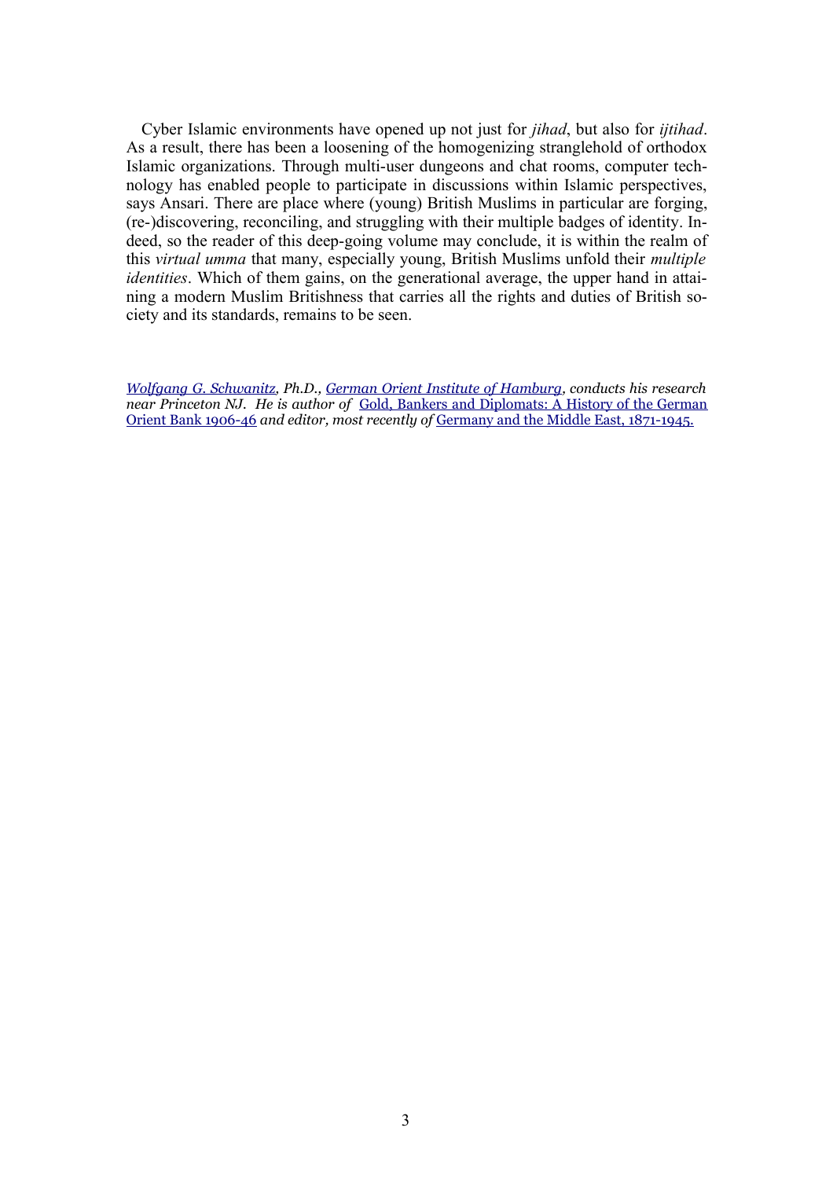Cyber Islamic environments have opened up not just for *jihad*, but also for *ijtihad*. As a result, there has been a loosening of the homogenizing stranglehold of orthodox Islamic organizations. Through multi-user dungeons and chat rooms, computer technology has enabled people to participate in discussions within Islamic perspectives, says Ansari. There are place where (young) British Muslims in particular are forging, (re-)discovering, reconciling, and struggling with their multiple badges of identity. Indeed, so the reader of this deep-going volume may conclude, it is within the realm of this *virtual umma* that many, especially young, British Muslims unfold their *multiple identities*. Which of them gains, on the generational average, the upper hand in attaining a modern Muslim Britishness that carries all the rights and duties of British society and its standards, remains to be seen.

*Wolfgang G. Schwanitz, Ph.D., German Orient Institute of Hamburg, conducts his research near Princeton NJ. He is author of* Gold, Bankers and Diplomats: A History of the German Orient Bank 1906-46 *and editor, most recently of* Germany and the Middle East, 1871-1945.